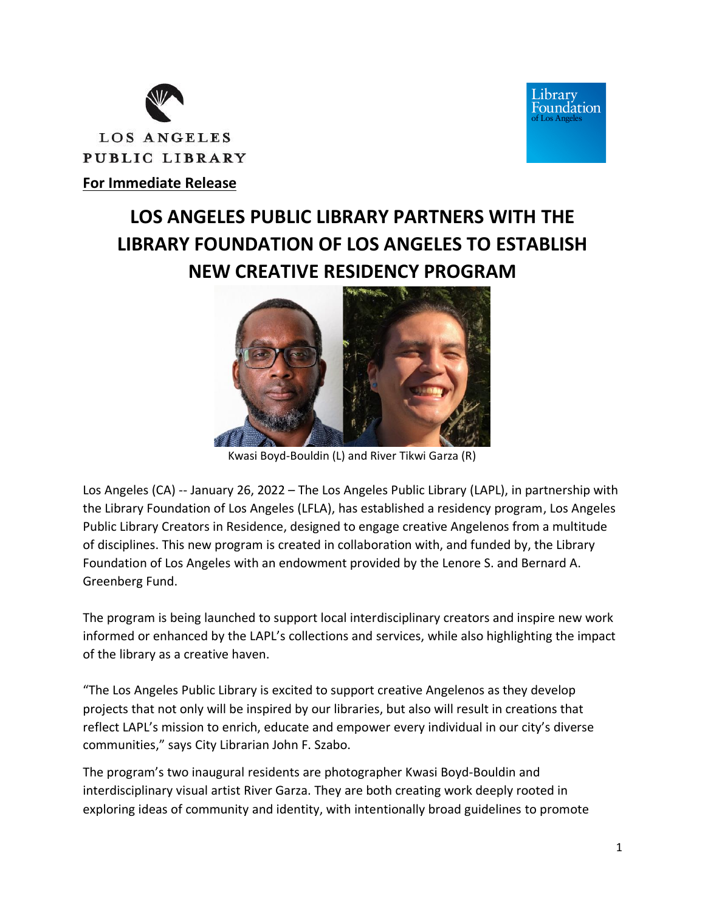LOS ANGELES PUBLIC LIBRARY

Library Foundation of Los Angeles

**For Immediate Release**

# LOS ANGELES PUBLIC LIBRARY PARTNERS WITH THE LIBRARY FOUNDATION OF LOS ANGELES TO ESTABLISH NEW CREATIVE RESIDENCY PROGRAM

Kwasi Boyd-Bouldin (L) and River Tikwi Garza (R)

Los Angeles (CA) -- January 26, 2022 – The Los Angeles Public Library (LAPL), in partnership with the Library Foundation of Los Angeles (LFLA), has established a residency program, Los Angeles Public Library Creators in Residence, designed to engage creative Angelenos from a multitude of disciplines. This new program is created in collaboration with, and funded by, the Library Foundation of Los Angeles with an endowment provided by the Lenore S. and Bernard A. Greenberg Fund.

The program is being launched to support local interdisciplinary creators and inspire new work informed or enhanced by the LAPL's collections and services, while also highlighting the impact of the library as a creative haven.

"The Los Angeles Public Library is excited to support creative Angelenos as they develop projects that not only will be inspired by our libraries, but also will result in creations that reflect LAPL's mission to enrich, educate and empower every individual in our city's diverse communities," says City Librarian John F. Szabo.

The program's two inaugural residents are photographer Kwasi Boyd-Bouldin and interdisciplinary visual artist River Garza. They are both creating work deeply rooted in exploring ideas of community and identity, with intentionally broad guidelines to promote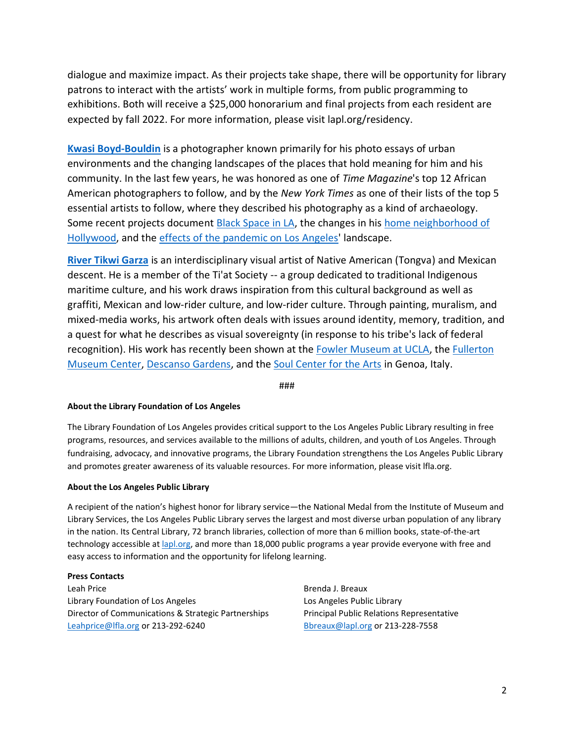dialogue and maximize impact. As their projects take shape, there will be opportunity for library patrons to interact with the artists' work in multiple forms, from public programming to exhibitions. Both will receive a $25,000 honorarium and final projects from each resident are expected by fall 2022. For more information, please visit lapl.org/residency.

**Kwasi Boyd-Bouldin** is a photographer known primarily for his photo essays of urban environments and the changing landscapes of the places that hold meaning for him and his community. In the last few years, he was honored as one of *Time Magazine*'s top 12 African American photographers to follow, and by the *New York Times* as one of their lists of the top 5 essential artists to follow, where they described his photography as a kind of archaeology. Some recent projects document Black Space in LA, the changes in his home neighborhood of Hollywood, and the effects of the pandemic on Los Angeles' landscape.

**River Tikwi Garza** is an interdisciplinary visual artist of Native American (Tongva) and Mexican descent. He is a member of the Ti'at Society -- a group dedicated to traditional Indigenous maritime culture, and his work draws inspiration from this cultural background as well as graffiti, Mexican and low-rider culture, and low-rider culture. Through painting, muralism, and mixed-media works, his artwork often deals with issues around identity, memory, tradition, and a quest for what he describes as visual sovereignty (in response to his tribe's lack of federal recognition). His work has recently been shown at the Fowler Museum at UCLA, the Fullerton Museum Center, Descanso Gardens, and the Soul Center for the Arts in Genoa, Italy.

###

**About the Library Foundation of Los Angeles**

The Library Foundation of Los Angeles provides critical support to the Los Angeles Public Library resulting in free programs, resources, and services available to the millions of adults, children, and youth of Los Angeles. Through fundraising, advocacy, and innovative programs, the Library Foundation strengthens the Los Angeles Public Library and promotes greater awareness of its valuable resources. For more information, please visit lfla.org.

**About the Los Angeles Public Library**

A recipient of the nation's highest honor for library service—the National Medal from the Institute of Museum and Library Services, the Los Angeles Public Library serves the largest and most diverse urban population of any library in the nation. Its Central Library, 72 branch libraries, collection of more than 6 million books, state-of-the-art technology accessible at lapl.org, and more than 18,000 public programs a year provide everyone with free and easy access to information and the opportunity for lifelong learning.

**Press Contacts**

Leah Price
Library Foundation of Los Angeles
Director of Communications & Strategic Partnerships
Leahprice@lfla.org or 213-292-6240

Brenda J. Breaux
Los Angeles Public Library
Principal Public Relations Representative
Bbreaux@lapl.org or 213-228-7558